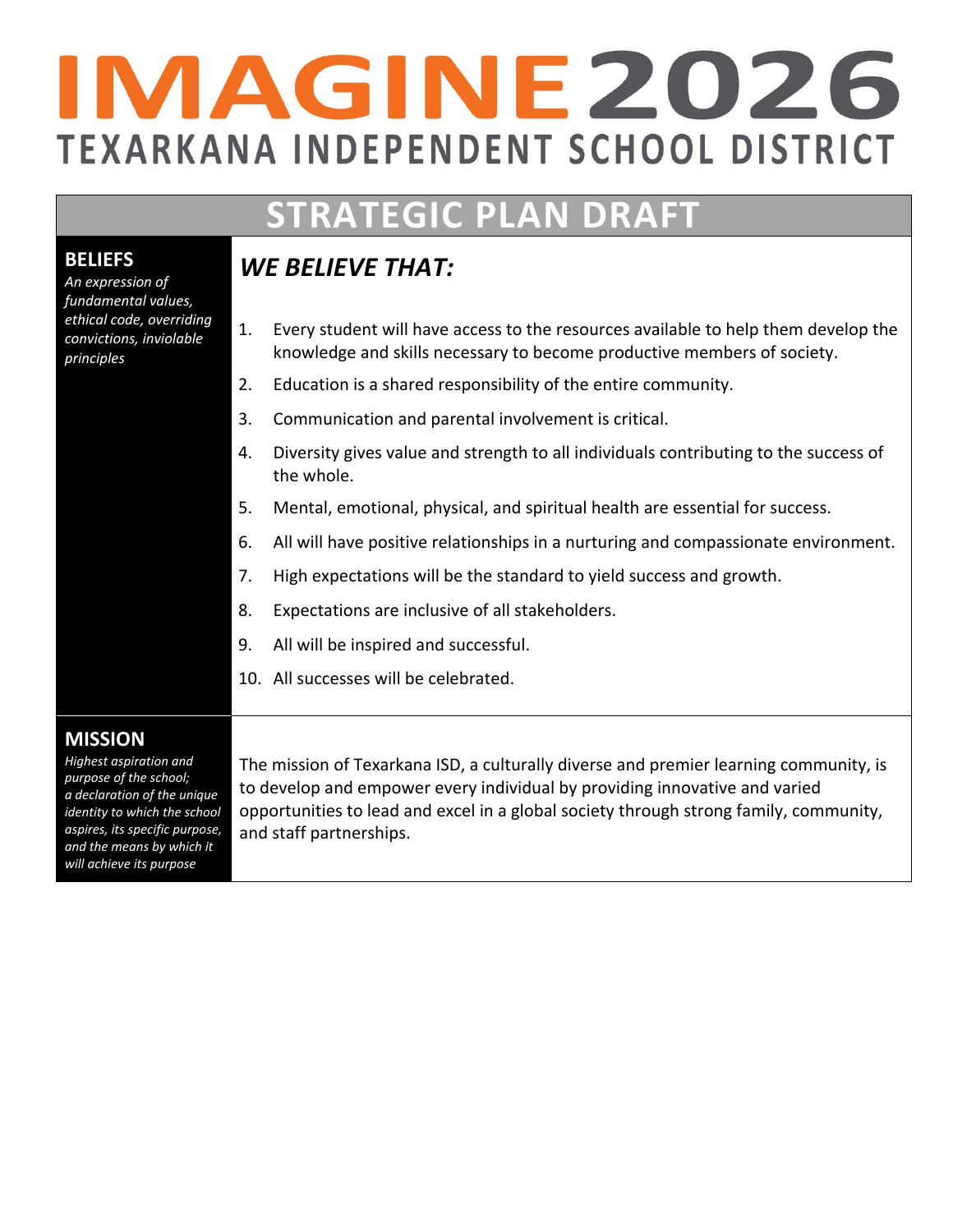# IMAGINE 2026

## TEXARKANA INDEPENDENT SCHOOL DISTRICT

## STRATEGIC PLAN DRAFT

### BELIEFS

*An expression of fundamental values, ethical code, overriding convictions, inviolable principles*

***WE BELIEVE THAT:***

1. Every student will have access to the resources available to help them develop the knowledge and skills necessary to become productive members of society.
2. Education is a shared responsibility of the entire community.
3. Communication and parental involvement is critical.
4. Diversity gives value and strength to all individuals contributing to the success of the whole.
5. Mental, emotional, physical, and spiritual health are essential for success.
6. All will have positive relationships in a nurturing and compassionate environment.
7. High expectations will be the standard to yield success and growth.
8. Expectations are inclusive of all stakeholders.
9. All will be inspired and successful.
10. All successes will be celebrated.

### MISSION

*Highest aspiration and purpose of the school; a declaration of the unique identity to which the school aspires, its specific purpose, and the means by which it will achieve its purpose*

The mission of Texarkana ISD, a culturally diverse and premier learning community, is to develop and empower every individual by providing innovative and varied opportunities to lead and excel in a global society through strong family, community, and staff partnerships.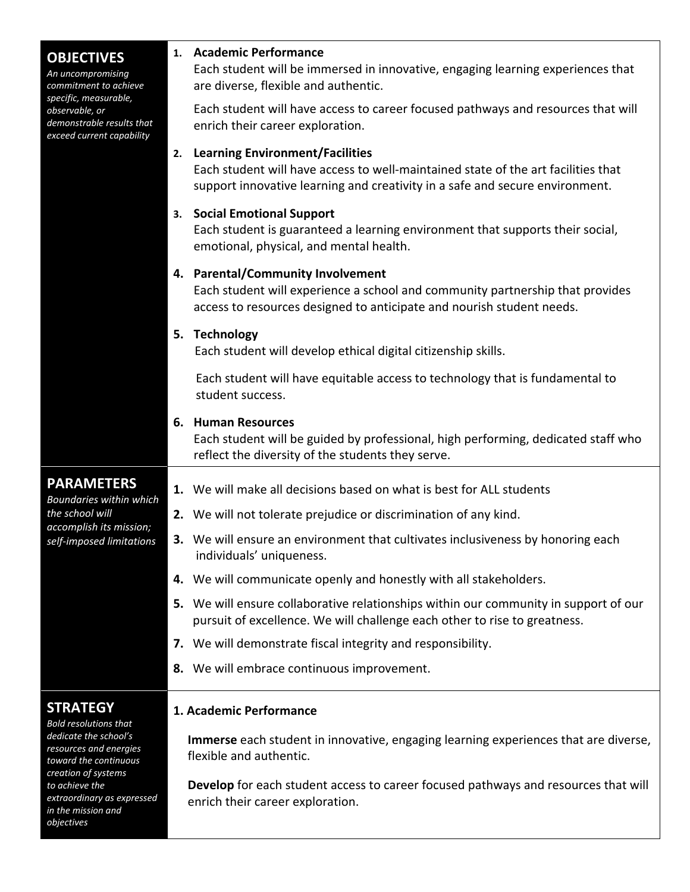## OBJECTIVES

*An uncompromising commitment to achieve specific, measurable, observable, or demonstrable results that exceed current capability*

1. **Academic Performance**
   Each student will be immersed in innovative, engaging learning experiences that are diverse, flexible and authentic.

   Each student will have access to career focused pathways and resources that will enrich their career exploration.

2. **Learning Environment/Facilities**
   Each student will have access to well-maintained state of the art facilities that support innovative learning and creativity in a safe and secure environment.

3. **Social Emotional Support**
   Each student is guaranteed a learning environment that supports their social, emotional, physical, and mental health.

4. **Parental/Community Involvement**
   Each student will experience a school and community partnership that provides access to resources designed to anticipate and nourish student needs.

5. **Technology**
   Each student will develop ethical digital citizenship skills.

   Each student will have equitable access to technology that is fundamental to student success.

6. **Human Resources**
   Each student will be guided by professional, high performing, dedicated staff who reflect the diversity of the students they serve.

## PARAMETERS

*Boundaries within which the school will accomplish its mission; self-imposed limitations*

**1.** We will make all decisions based on what is best for ALL students

**2.** We will not tolerate prejudice or discrimination of any kind.

**3.** We will ensure an environment that cultivates inclusiveness by honoring each individuals' uniqueness.

**4.** We will communicate openly and honestly with all stakeholders.

**5.** We will ensure collaborative relationships within our community in support of our pursuit of excellence. We will challenge each other to rise to greatness.

**7.** We will demonstrate fiscal integrity and responsibility.

**8.** We will embrace continuous improvement.

## STRATEGY

*Bold resolutions that dedicate the school's resources and energies toward the continuous creation of systems to achieve the extraordinary as expressed in the mission and objectives*

**1. Academic Performance**

**Immerse** each student in innovative, engaging learning experiences that are diverse, flexible and authentic.

**Develop** for each student access to career focused pathways and resources that will enrich their career exploration.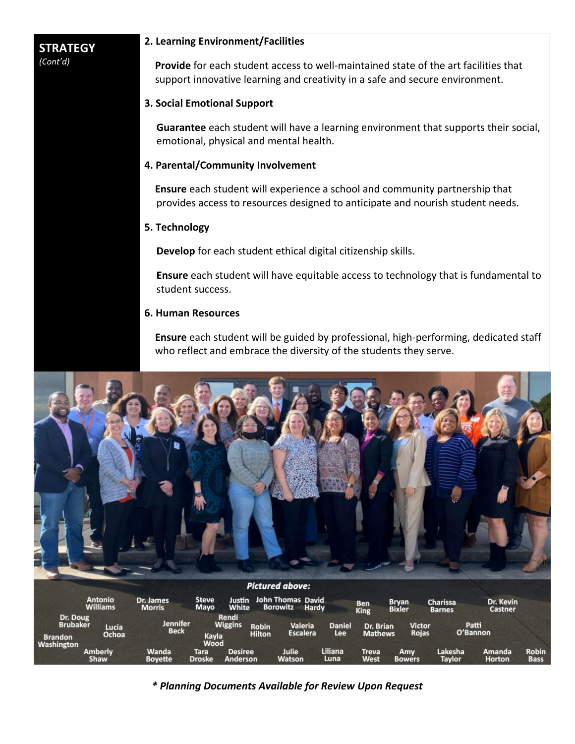## STRATEGY

*(Cont'd)*

### 2. Learning Environment/Facilities

**Provide** for each student access to well-maintained state of the art facilities that support innovative learning and creativity in a safe and secure environment.

### 3. Social Emotional Support

**Guarantee** each student will have a learning environment that supports their social, emotional, physical and mental health.

### 4. Parental/Community Involvement

**Ensure** each student will experience a school and community partnership that provides access to resources designed to anticipate and nourish student needs.

### 5. Technology

**Develop** for each student ethical digital citizenship skills.

**Ensure** each student will have equitable access to technology that is fundamental to student success.

### 6. Human Resources

**Ensure** each student will be guided by professional, high-performing, dedicated staff who reflect and embrace the diversity of the students they serve.

***Pictured above:***

Antonio Williams, Dr. James Morris, Steve Mayo, Justin White, John Thomas Borowitz, David Hardy, Ben King, Bryan Bixler, Charissa Barnes, Dr. Kevin Castner, Dr. Doug Brubaker, Lucia Ochoa, Jennifer Beck, Rendi Wiggins, Robin Hilton, Valeria Escalera, Daniel Lee, Dr. Brian Mathews, Victor Rojas, Patti O'Bannon, Brandon Washington, Kayla Wood, Amberly Shaw, Wanda Boyette, Tara Droske, Desiree Anderson, Julie Watson, Liliana Luna, Treva West, Amy Bowers, Lakesha Taylor, Amanda Horton, Robin Bass

***\* Planning Documents Available for Review Upon Request***